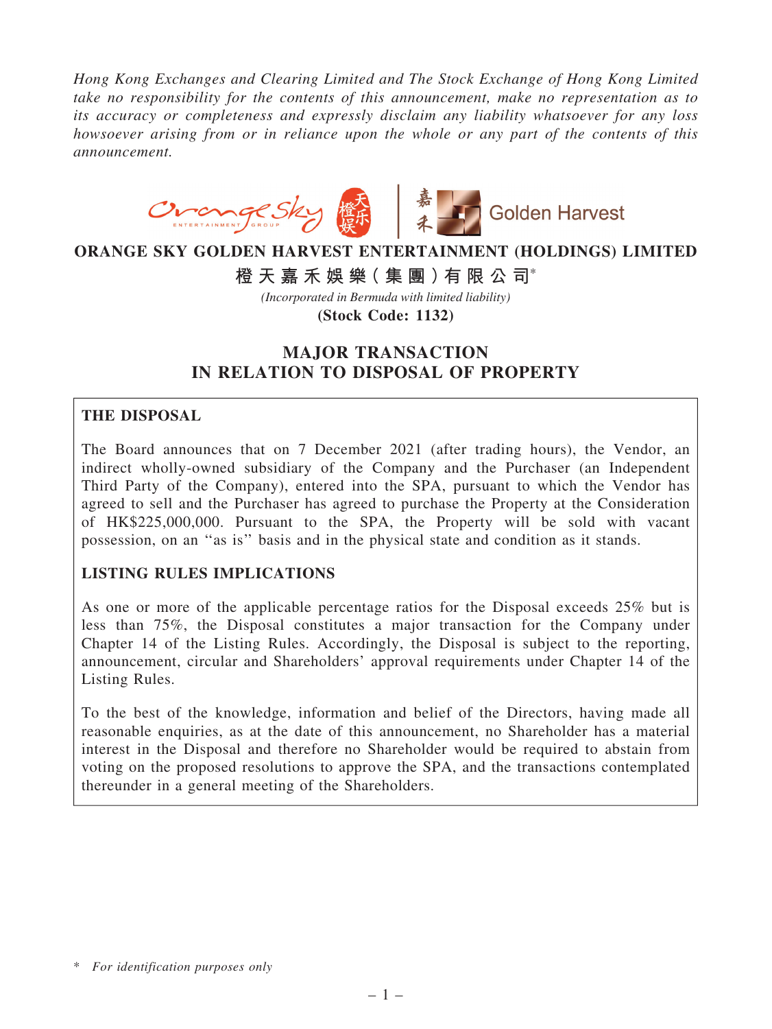*Hong Kong Exchanges and Clearing Limited and The Stock Exchange of Hong Kong Limited take no responsibility for the contents of this announcement, make no representation as to its accuracy or completeness and expressly disclaim any liability whatsoever for any loss howsoever arising from or in reliance upon the whole or any part of the contents of this announcement.*

# ORANGE SKY GOLDEN HARVEST ENTERTAINMENT (HOLDINGS) LIMITED

**橙天嘉禾娛樂(集團)有限公司***

*(Incorporated in Bermuda with limited liability)*

**(Stock Code: 1132)**

## MAJOR TRANSACTION IN RELATION TO DISPOSAL OF PROPERTY

### THE DISPOSAL

The Board announces that on 7 December 2021 (after trading hours), the Vendor, an indirect wholly-owned subsidiary of the Company and the Purchaser (an Independent Third Party of the Company), entered into the SPA, pursuant to which the Vendor has agreed to sell and the Purchaser has agreed to purchase the Property at the Consideration of HK$225,000,000. Pursuant to the SPA, the Property will be sold with vacant possession, on an ''as is'' basis and in the physical state and condition as it stands.

### LISTING RULES IMPLICATIONS

As one or more of the applicable percentage ratios for the Disposal exceeds 25% but is less than 75%, the Disposal constitutes a major transaction for the Company under Chapter 14 of the Listing Rules. Accordingly, the Disposal is subject to the reporting, announcement, circular and Shareholders' approval requirements under Chapter 14 of the Listing Rules.

To the best of the knowledge, information and belief of the Directors, having made all reasonable enquiries, as at the date of this announcement, no Shareholder has a material interest in the Disposal and therefore no Shareholder would be required to abstain from voting on the proposed resolutions to approve the SPA, and the transactions contemplated thereunder in a general meeting of the Shareholders.

\* *For identification purposes only*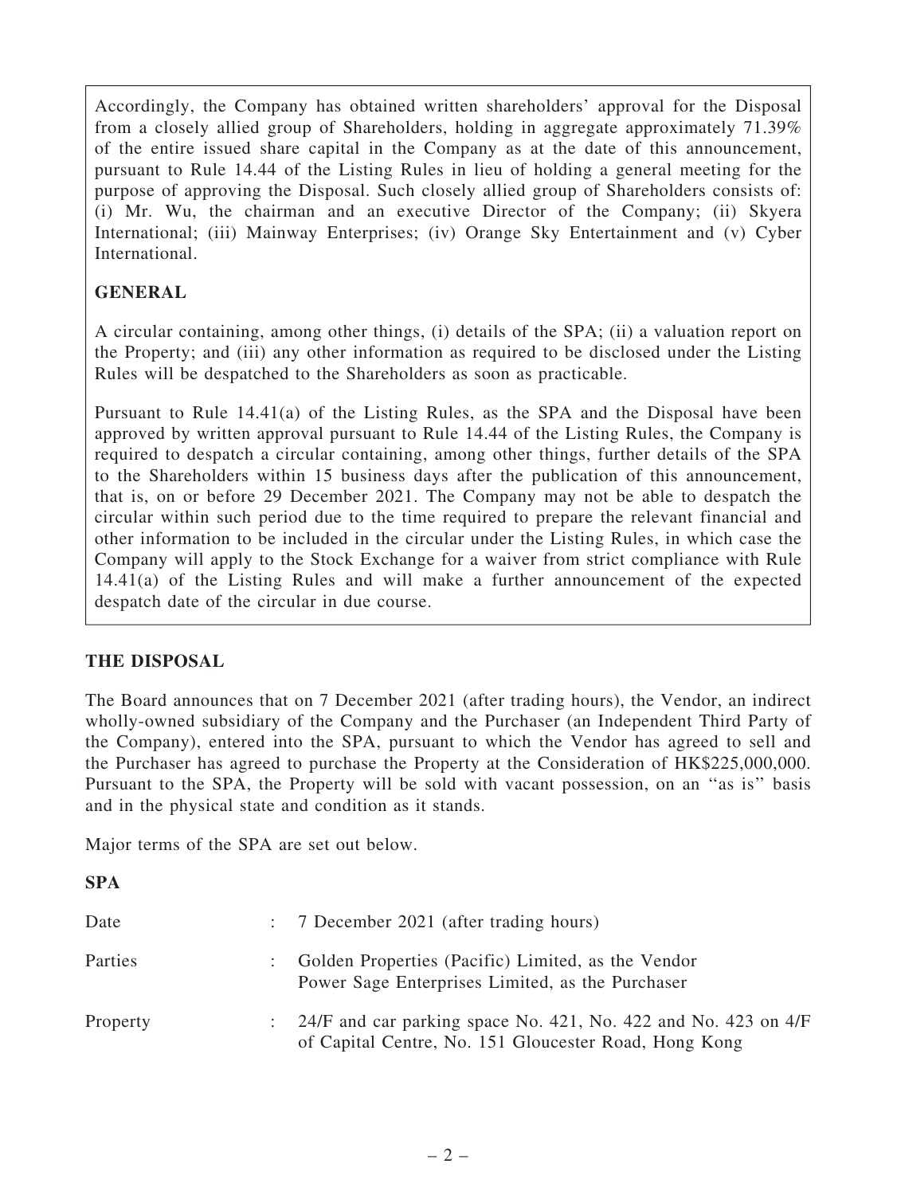Accordingly, the Company has obtained written shareholders' approval for the Disposal from a closely allied group of Shareholders, holding in aggregate approximately 71.39% of the entire issued share capital in the Company as at the date of this announcement, pursuant to Rule 14.44 of the Listing Rules in lieu of holding a general meeting for the purpose of approving the Disposal. Such closely allied group of Shareholders consists of: (i) Mr. Wu, the chairman and an executive Director of the Company; (ii) Skyera International; (iii) Mainway Enterprises; (iv) Orange Sky Entertainment and (v) Cyber International.

## GENERAL

A circular containing, among other things, (i) details of the SPA; (ii) a valuation report on the Property; and (iii) any other information as required to be disclosed under the Listing Rules will be despatched to the Shareholders as soon as practicable.

Pursuant to Rule 14.41(a) of the Listing Rules, as the SPA and the Disposal have been approved by written approval pursuant to Rule 14.44 of the Listing Rules, the Company is required to despatch a circular containing, among other things, further details of the SPA to the Shareholders within 15 business days after the publication of this announcement, that is, on or before 29 December 2021. The Company may not be able to despatch the circular within such period due to the time required to prepare the relevant financial and other information to be included in the circular under the Listing Rules, in which case the Company will apply to the Stock Exchange for a waiver from strict compliance with Rule 14.41(a) of the Listing Rules and will make a further announcement of the expected despatch date of the circular in due course.

## THE DISPOSAL

The Board announces that on 7 December 2021 (after trading hours), the Vendor, an indirect wholly-owned subsidiary of the Company and the Purchaser (an Independent Third Party of the Company), entered into the SPA, pursuant to which the Vendor has agreed to sell and the Purchaser has agreed to purchase the Property at the Consideration of HK$225,000,000. Pursuant to the SPA, the Property will be sold with vacant possession, on an "as is" basis and in the physical state and condition as it stands.

Major terms of the SPA are set out below.

### SPA

| | | |
|---|---|---|
| Date | : | 7 December 2021 (after trading hours) |
| Parties | : | Golden Properties (Pacific) Limited, as the Vendor<br>Power Sage Enterprises Limited, as the Purchaser |
| Property | : | 24/F and car parking space No. 421, No. 422 and No. 423 on 4/F of Capital Centre, No. 151 Gloucester Road, Hong Kong |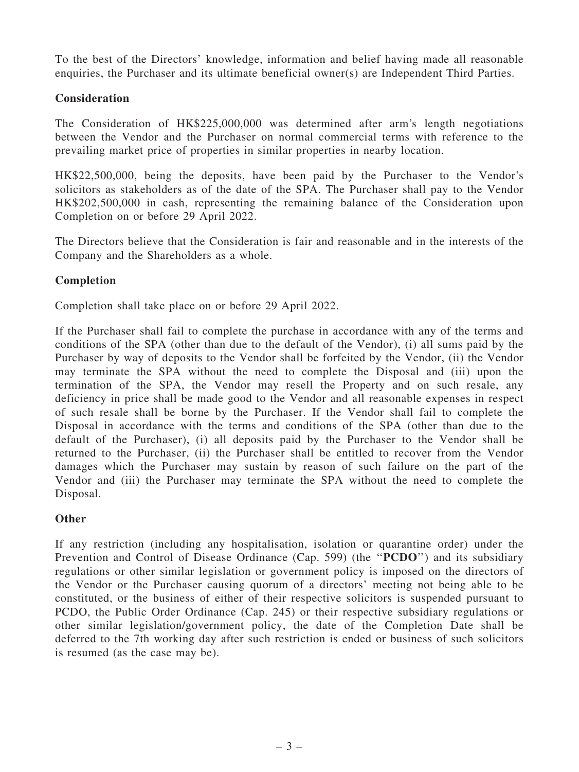To the best of the Directors' knowledge, information and belief having made all reasonable enquiries, the Purchaser and its ultimate beneficial owner(s) are Independent Third Parties.

**Consideration**

The Consideration of HK$225,000,000 was determined after arm's length negotiations between the Vendor and the Purchaser on normal commercial terms with reference to the prevailing market price of properties in similar properties in nearby location.

HK$22,500,000, being the deposits, have been paid by the Purchaser to the Vendor's solicitors as stakeholders as of the date of the SPA. The Purchaser shall pay to the Vendor HK$202,500,000 in cash, representing the remaining balance of the Consideration upon Completion on or before 29 April 2022.

The Directors believe that the Consideration is fair and reasonable and in the interests of the Company and the Shareholders as a whole.

**Completion**

Completion shall take place on or before 29 April 2022.

If the Purchaser shall fail to complete the purchase in accordance with any of the terms and conditions of the SPA (other than due to the default of the Vendor), (i) all sums paid by the Purchaser by way of deposits to the Vendor shall be forfeited by the Vendor, (ii) the Vendor may terminate the SPA without the need to complete the Disposal and (iii) upon the termination of the SPA, the Vendor may resell the Property and on such resale, any deficiency in price shall be made good to the Vendor and all reasonable expenses in respect of such resale shall be borne by the Purchaser. If the Vendor shall fail to complete the Disposal in accordance with the terms and conditions of the SPA (other than due to the default of the Purchaser), (i) all deposits paid by the Purchaser to the Vendor shall be returned to the Purchaser, (ii) the Purchaser shall be entitled to recover from the Vendor damages which the Purchaser may sustain by reason of such failure on the part of the Vendor and (iii) the Purchaser may terminate the SPA without the need to complete the Disposal.

**Other**

If any restriction (including any hospitalisation, isolation or quarantine order) under the Prevention and Control of Disease Ordinance (Cap. 599) (the "**PCDO**") and its subsidiary regulations or other similar legislation or government policy is imposed on the directors of the Vendor or the Purchaser causing quorum of a directors' meeting not being able to be constituted, or the business of either of their respective solicitors is suspended pursuant to PCDO, the Public Order Ordinance (Cap. 245) or their respective subsidiary regulations or other similar legislation/government policy, the date of the Completion Date shall be deferred to the 7th working day after such restriction is ended or business of such solicitors is resumed (as the case may be).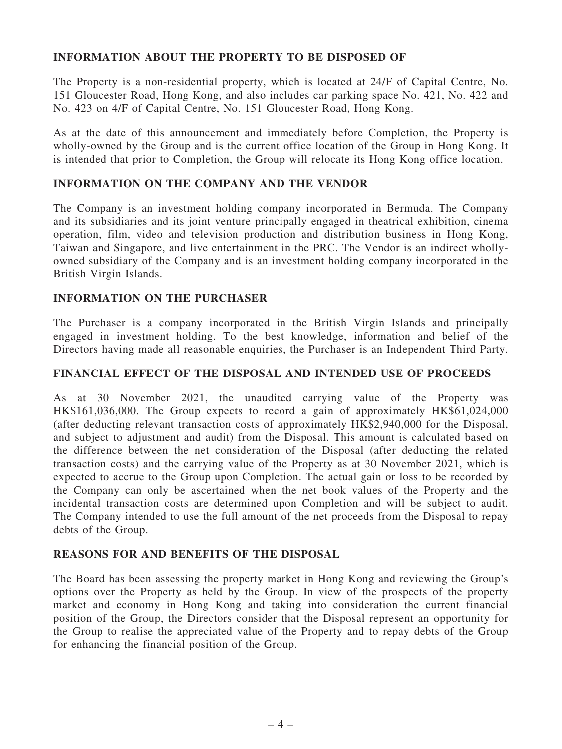## INFORMATION ABOUT THE PROPERTY TO BE DISPOSED OF

The Property is a non-residential property, which is located at 24/F of Capital Centre, No. 151 Gloucester Road, Hong Kong, and also includes car parking space No. 421, No. 422 and No. 423 on 4/F of Capital Centre, No. 151 Gloucester Road, Hong Kong.

As at the date of this announcement and immediately before Completion, the Property is wholly-owned by the Group and is the current office location of the Group in Hong Kong. It is intended that prior to Completion, the Group will relocate its Hong Kong office location.

## INFORMATION ON THE COMPANY AND THE VENDOR

The Company is an investment holding company incorporated in Bermuda. The Company and its subsidiaries and its joint venture principally engaged in theatrical exhibition, cinema operation, film, video and television production and distribution business in Hong Kong, Taiwan and Singapore, and live entertainment in the PRC. The Vendor is an indirect wholly-owned subsidiary of the Company and is an investment holding company incorporated in the British Virgin Islands.

## INFORMATION ON THE PURCHASER

The Purchaser is a company incorporated in the British Virgin Islands and principally engaged in investment holding. To the best knowledge, information and belief of the Directors having made all reasonable enquiries, the Purchaser is an Independent Third Party.

## FINANCIAL EFFECT OF THE DISPOSAL AND INTENDED USE OF PROCEEDS

As at 30 November 2021, the unaudited carrying value of the Property was HK$161,036,000. The Group expects to record a gain of approximately HK$61,024,000 (after deducting relevant transaction costs of approximately HK$2,940,000 for the Disposal, and subject to adjustment and audit) from the Disposal. This amount is calculated based on the difference between the net consideration of the Disposal (after deducting the related transaction costs) and the carrying value of the Property as at 30 November 2021, which is expected to accrue to the Group upon Completion. The actual gain or loss to be recorded by the Company can only be ascertained when the net book values of the Property and the incidental transaction costs are determined upon Completion and will be subject to audit. The Company intended to use the full amount of the net proceeds from the Disposal to repay debts of the Group.

## REASONS FOR AND BENEFITS OF THE DISPOSAL

The Board has been assessing the property market in Hong Kong and reviewing the Group's options over the Property as held by the Group. In view of the prospects of the property market and economy in Hong Kong and taking into consideration the current financial position of the Group, the Directors consider that the Disposal represent an opportunity for the Group to realise the appreciated value of the Property and to repay debts of the Group for enhancing the financial position of the Group.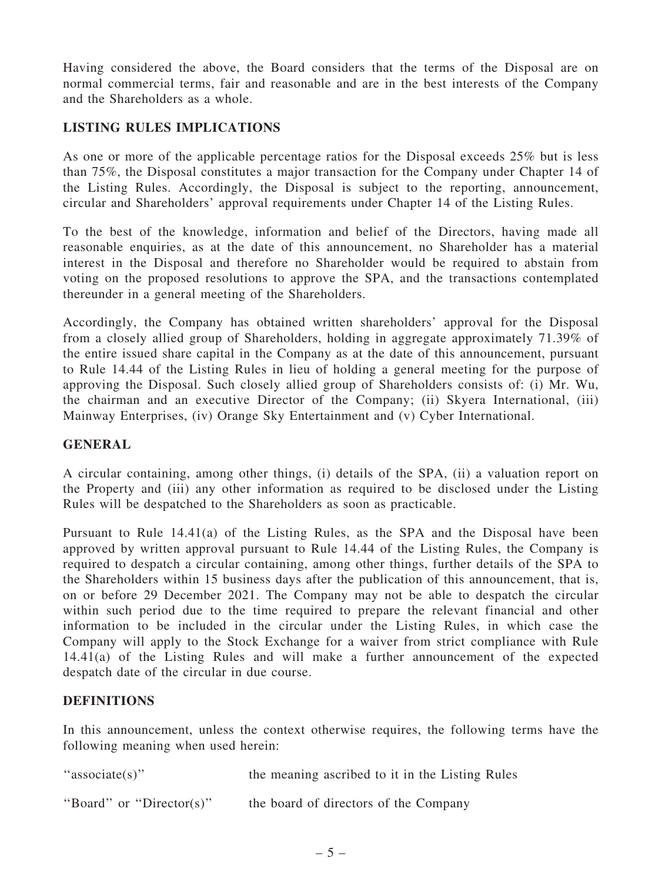Having considered the above, the Board considers that the terms of the Disposal are on normal commercial terms, fair and reasonable and are in the best interests of the Company and the Shareholders as a whole.

## LISTING RULES IMPLICATIONS

As one or more of the applicable percentage ratios for the Disposal exceeds 25% but is less than 75%, the Disposal constitutes a major transaction for the Company under Chapter 14 of the Listing Rules. Accordingly, the Disposal is subject to the reporting, announcement, circular and Shareholders' approval requirements under Chapter 14 of the Listing Rules.

To the best of the knowledge, information and belief of the Directors, having made all reasonable enquiries, as at the date of this announcement, no Shareholder has a material interest in the Disposal and therefore no Shareholder would be required to abstain from voting on the proposed resolutions to approve the SPA, and the transactions contemplated thereunder in a general meeting of the Shareholders.

Accordingly, the Company has obtained written shareholders' approval for the Disposal from a closely allied group of Shareholders, holding in aggregate approximately 71.39% of the entire issued share capital in the Company as at the date of this announcement, pursuant to Rule 14.44 of the Listing Rules in lieu of holding a general meeting for the purpose of approving the Disposal. Such closely allied group of Shareholders consists of: (i) Mr. Wu, the chairman and an executive Director of the Company; (ii) Skyera International, (iii) Mainway Enterprises, (iv) Orange Sky Entertainment and (v) Cyber International.

## GENERAL

A circular containing, among other things, (i) details of the SPA, (ii) a valuation report on the Property and (iii) any other information as required to be disclosed under the Listing Rules will be despatched to the Shareholders as soon as practicable.

Pursuant to Rule 14.41(a) of the Listing Rules, as the SPA and the Disposal have been approved by written approval pursuant to Rule 14.44 of the Listing Rules, the Company is required to despatch a circular containing, among other things, further details of the SPA to the Shareholders within 15 business days after the publication of this announcement, that is, on or before 29 December 2021. The Company may not be able to despatch the circular within such period due to the time required to prepare the relevant financial and other information to be included in the circular under the Listing Rules, in which case the Company will apply to the Stock Exchange for a waiver from strict compliance with Rule 14.41(a) of the Listing Rules and will make a further announcement of the expected despatch date of the circular in due course.

## DEFINITIONS

In this announcement, unless the context otherwise requires, the following terms have the following meaning when used herein:

| | |
|---|---|
| "associate(s)" | the meaning ascribed to it in the Listing Rules |
| "Board" or "Director(s)" | the board of directors of the Company |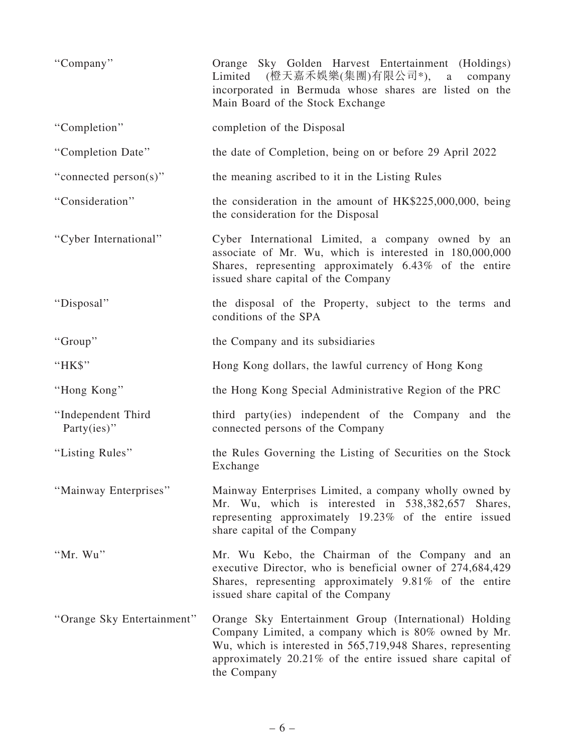| | |
|---|---|
| "Company" | Orange Sky Golden Harvest Entertainment (Holdings) Limited (橙天嘉禾娛樂(集團)有限公司*), a company incorporated in Bermuda whose shares are listed on the Main Board of the Stock Exchange |
| "Completion" | completion of the Disposal |
| "Completion Date" | the date of Completion, being on or before 29 April 2022 |
| "connected person(s)" | the meaning ascribed to it in the Listing Rules |
| "Consideration" | the consideration in the amount of HK$225,000,000, being the consideration for the Disposal |
| "Cyber International" | Cyber International Limited, a company owned by an associate of Mr. Wu, which is interested in 180,000,000 Shares, representing approximately 6.43% of the entire issued share capital of the Company |
| "Disposal" | the disposal of the Property, subject to the terms and conditions of the SPA |
| "Group" | the Company and its subsidiaries |
| "HK$" | Hong Kong dollars, the lawful currency of Hong Kong |
| "Hong Kong" | the Hong Kong Special Administrative Region of the PRC |
| "Independent Third Party(ies)" | third party(ies) independent of the Company and the connected persons of the Company |
| "Listing Rules" | the Rules Governing the Listing of Securities on the Stock Exchange |
| "Mainway Enterprises" | Mainway Enterprises Limited, a company wholly owned by Mr. Wu, which is interested in 538,382,657 Shares, representing approximately 19.23% of the entire issued share capital of the Company |
| "Mr. Wu" | Mr. Wu Kebo, the Chairman of the Company and an executive Director, who is beneficial owner of 274,684,429 Shares, representing approximately 9.81% of the entire issued share capital of the Company |
| "Orange Sky Entertainment" | Orange Sky Entertainment Group (International) Holding Company Limited, a company which is 80% owned by Mr. Wu, which is interested in 565,719,948 Shares, representing approximately 20.21% of the entire issued share capital of the Company |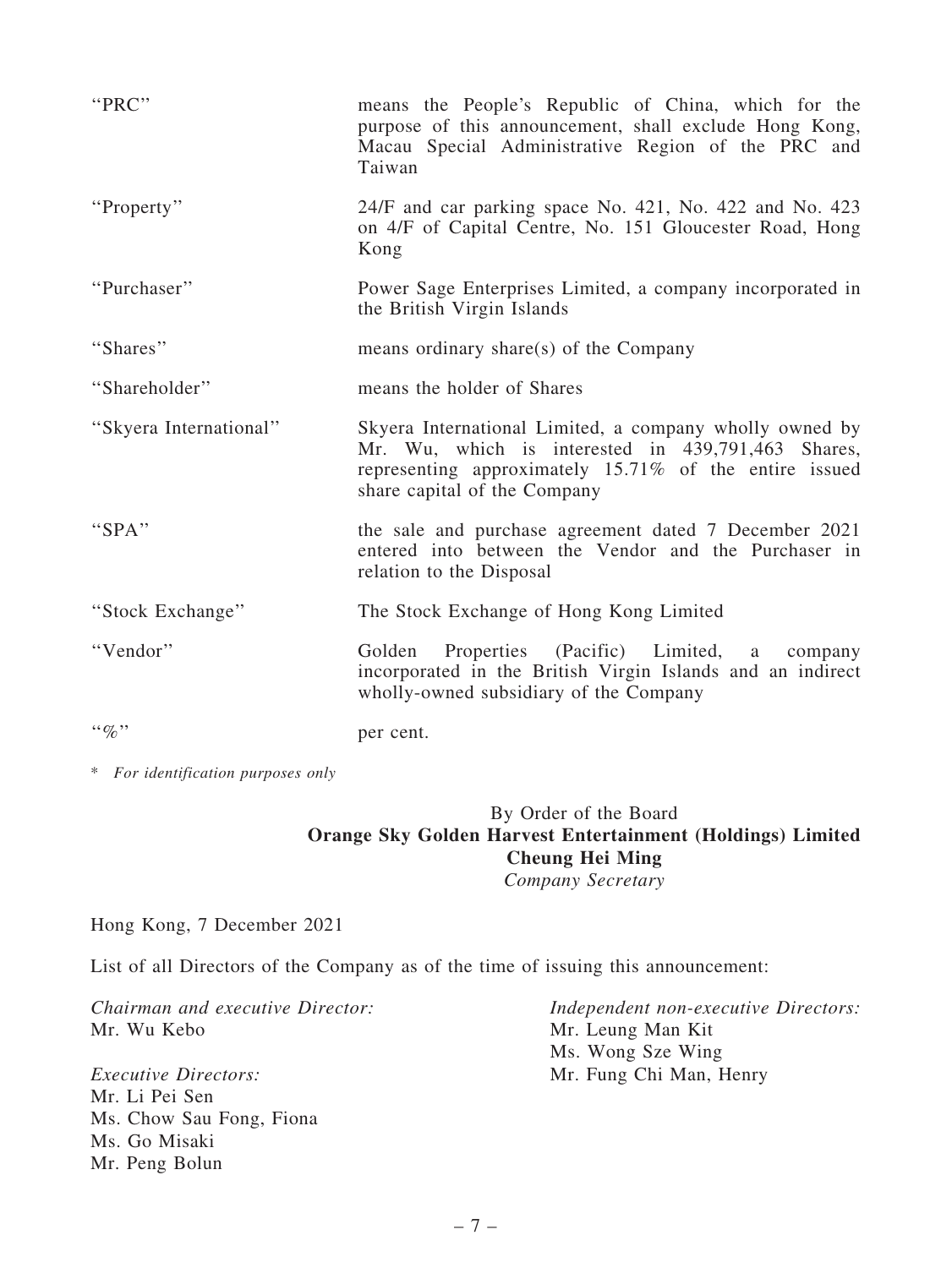| | |
|---|---|
| "PRC" | means the People's Republic of China, which for the purpose of this announcement, shall exclude Hong Kong, Macau Special Administrative Region of the PRC and Taiwan |
| "Property" | 24/F and car parking space No. 421, No. 422 and No. 423 on 4/F of Capital Centre, No. 151 Gloucester Road, Hong Kong |
| "Purchaser" | Power Sage Enterprises Limited, a company incorporated in the British Virgin Islands |
| "Shares" | means ordinary share(s) of the Company |
| "Shareholder" | means the holder of Shares |
| "Skyera International" | Skyera International Limited, a company wholly owned by Mr. Wu, which is interested in 439,791,463 Shares, representing approximately 15.71% of the entire issued share capital of the Company |
| "SPA" | the sale and purchase agreement dated 7 December 2021 entered into between the Vendor and the Purchaser in relation to the Disposal |
| "Stock Exchange" | The Stock Exchange of Hong Kong Limited |
| "Vendor" | Golden Properties (Pacific) Limited, a company incorporated in the British Virgin Islands and an indirect wholly-owned subsidiary of the Company |
| "%" | per cent. |

\* *For identification purposes only*

By Order of the Board
**Orange Sky Golden Harvest Entertainment (Holdings) Limited**
**Cheung Hei Ming**
*Company Secretary*

Hong Kong, 7 December 2021

List of all Directors of the Company as of the time of issuing this announcement:

*Chairman and executive Director:*
Mr. Wu Kebo

*Executive Directors:*
Mr. Li Pei Sen
Ms. Chow Sau Fong, Fiona
Ms. Go Misaki
Mr. Peng Bolun

*Independent non-executive Directors:*
Mr. Leung Man Kit
Ms. Wong Sze Wing
Mr. Fung Chi Man, Henry